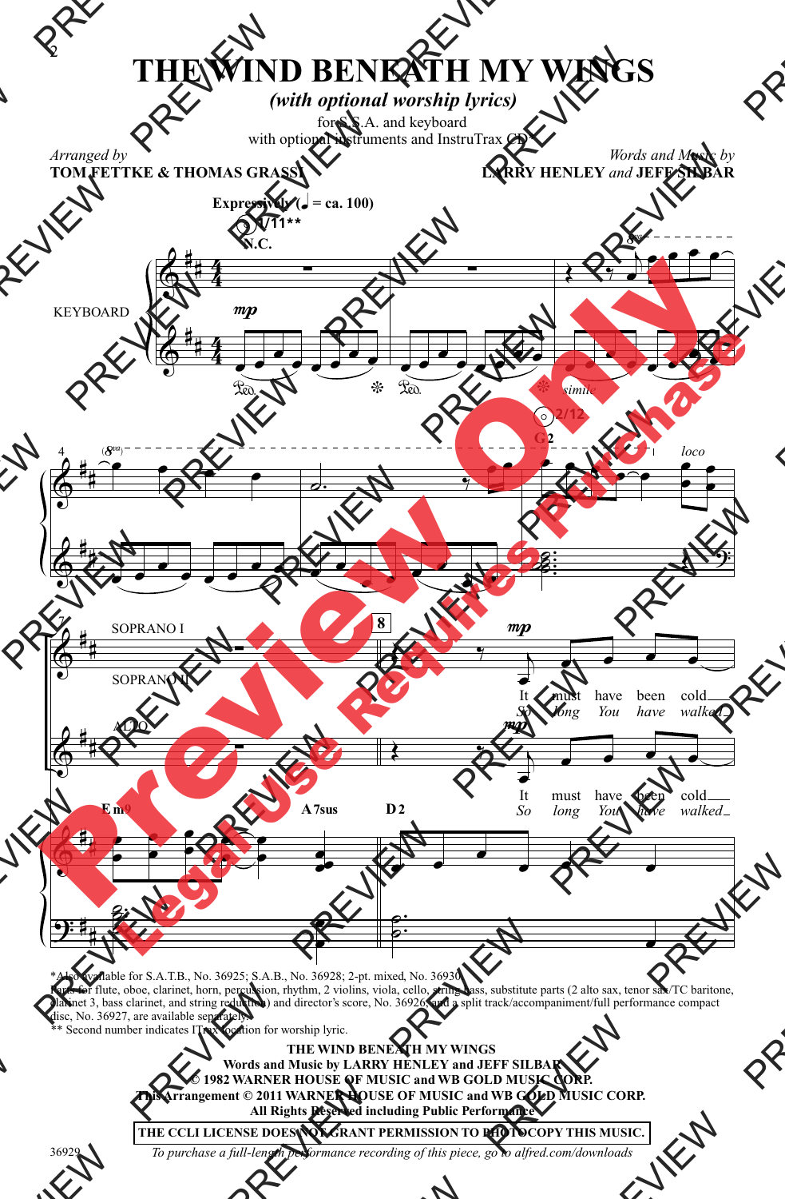# THE WIND BENEATH MY WINGS

*(with optional worship lyrics)*

for S.S.A. and keyboard
with optional instruments and InstruTrax CD*

Arranged by
**TOM FETTKE & THOMAS GRASSI**

Words and Music by
**LARRY HENLEY** *and* **JEFF SILBAR**

**Expressively (♩ = ca. 100)**

1/11**

N.C.

KEYBOARD

*mp*

*simile*

2/12

G2

*loco*

SOPRANO I

SOPRANO II

ALTO

8

*mp*

It must have been cold
*So long You have walked*

Em9 A7sus D2

*Also available for S.A.T.B., No. 36925; S.A.B., No. 36928; 2-pt. mixed, No. 36930.
Parts for flute, oboe, clarinet, horn, percussion, rhythm, 2 violins, viola, cello, string bass, substitute parts (2 alto sax, tenor sax/TC baritone, clarinet 3, bass clarinet, and string reduction) and director's score, No. 36926, and a split track/accompaniment/full performance compact disc, No. 36927, are available separately.
** Second number indicates ITrax location for worship lyric.

**THE WIND BENEATH MY WINGS**
**Words and Music by LARRY HENLEY and JEFF SILBAR**
**© 1982 WARNER HOUSE OF MUSIC and WB GOLD MUSIC CORP.**
**This Arrangement © 2011 WARNER HOUSE OF MUSIC and WB GOLD MUSIC CORP.**
**All Rights Reserved including Public Performance**

**THE CCLI LICENSE DOES NOT GRANT PERMISSION TO PHOTOCOPY THIS MUSIC.**

36929

*To purchase a full-length performance recording of this piece, go to alfred.com/downloads*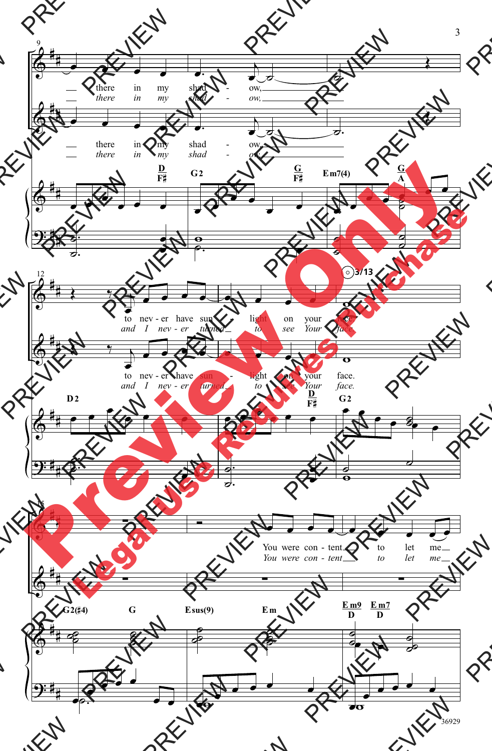9

there in my shad - ow,
*there in my shad - ow,*

there in my shad - ow,
*there in my shad - ow,*

D/F♯ G2 G/F♯ Em7(4) G/A

12

to nev - er have sun - light on your face.
*and I nev - er turned to see Your face.*

to nev - er have sun - light on your face.
*and I nev - er turned to see Your face.*

3/13

D2 D/F♯ G2

15

You were con - tent to let me
*You were con - tent to let me*

G2(♯4) G Esus(9) Em Em9/D Em7/D

36929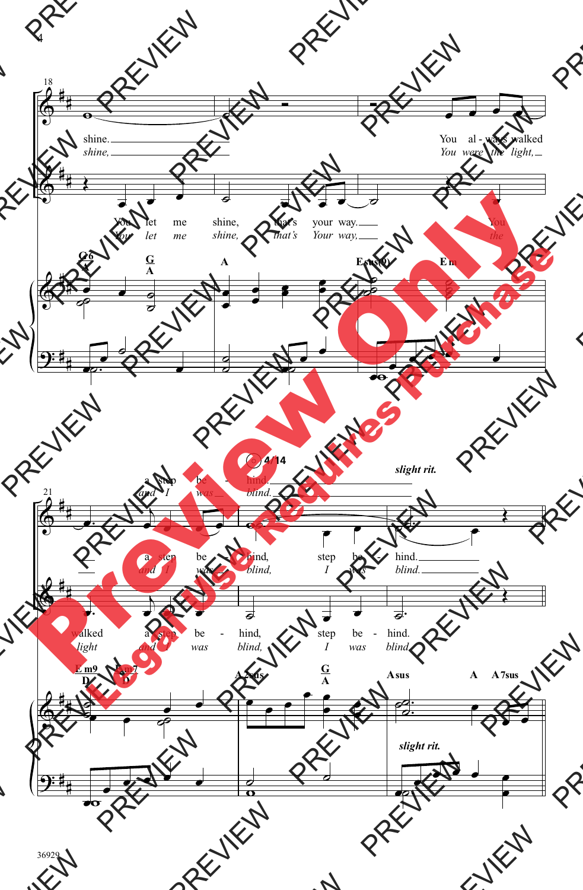18

shine. You al - ways walked
*shine, You were the light,*

You let me shine, that's your way. You
*You let me shine, that's Your way, the*

G6/A  G/A  A  Esus(9)  Em

21

4/14

*slight rit.*

a step be - hind.
*and I was blind.*

a step be - hind, step be - hind.
*and I was blind, I was blind.*

walked a step be - hind, step be - hind.
*light and I was blind, I was blind.*

Em9/D  Em7/D  A2sus  G/A  Asus  A  A7sus

*slight rit.*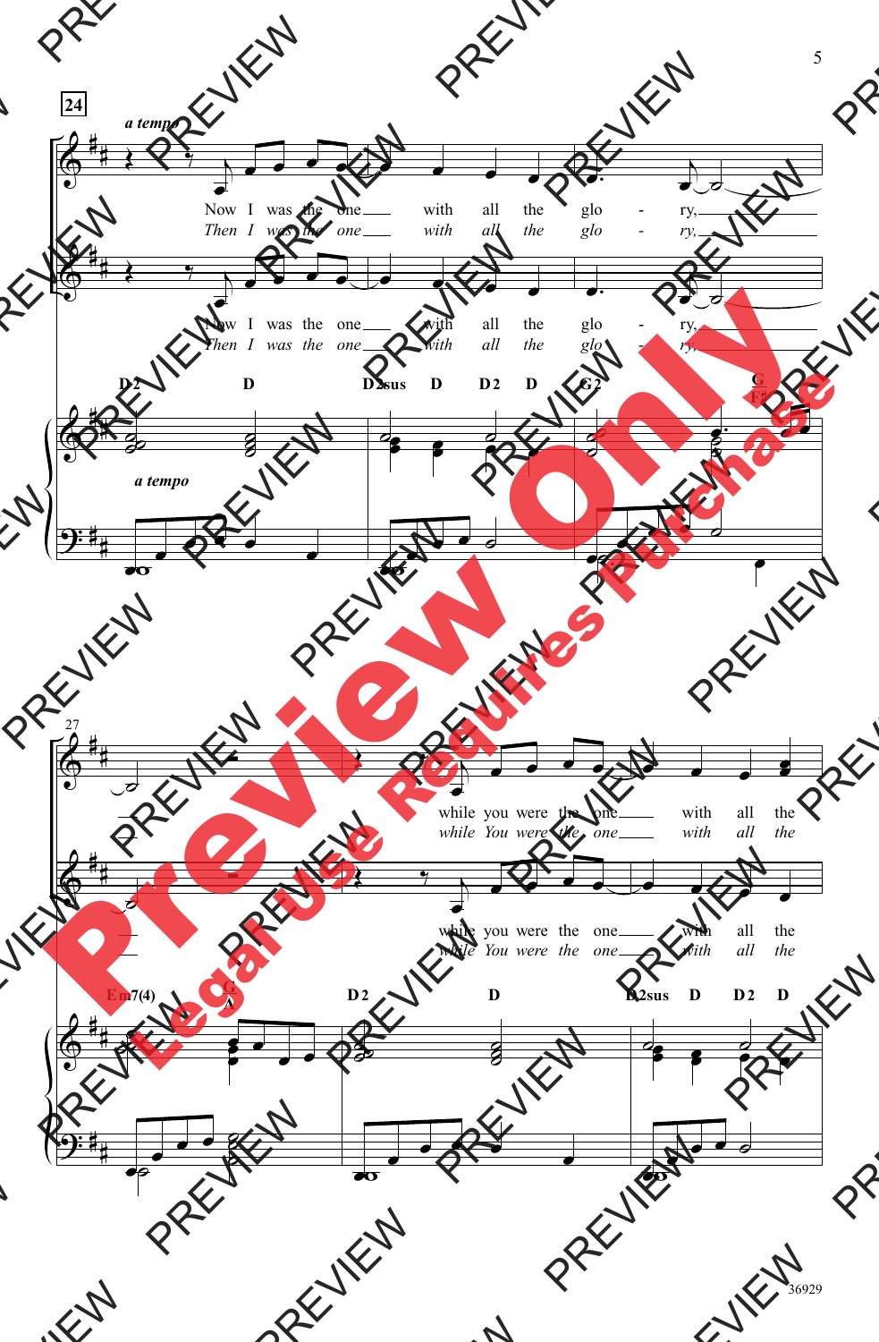24

*a tempo*

Now I was the one ___ with all the glo - ry, ___
*Then I was the one ___ with all the glo - ry, ___*

Now I was the one ___ with all the glo - ry, ___
*Then I was the one ___ with all the glo - ry, ___*

D 2 D D 2sus D D 2 D G 2 G/F♯

*a tempo*

27

while you were the one ___ with all the
*while You were the one ___ with all the*

while you were the one ___ with all the
*while You were the one ___ with all the*

Em7(4) G/A D 2 D D 2sus D D 2 D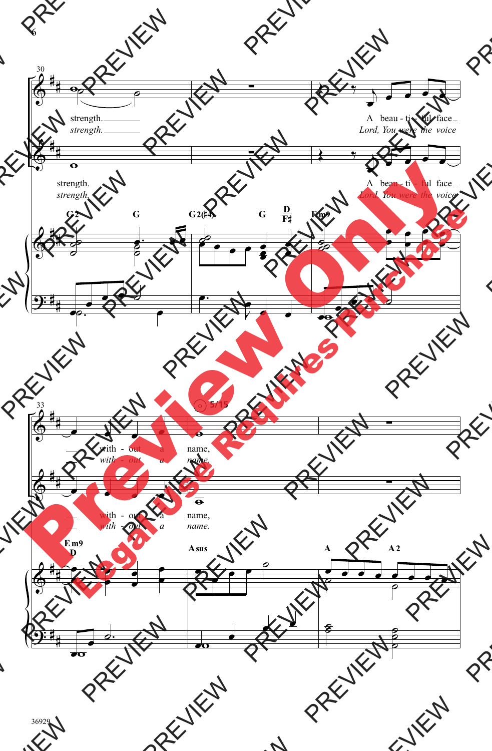30

strength.
*strength.*

A beau - ti - ful face
*Lord, You were the voice*

strength.
*strength.*

A beau - ti - ful face
*Lord, You were the voice*

G2 G G2(♯4) G D/F♯ Em9

33

with - out a name,
*with - out a name.*

with - out a name,
*with - out a name.*

Em9/D Asus A A2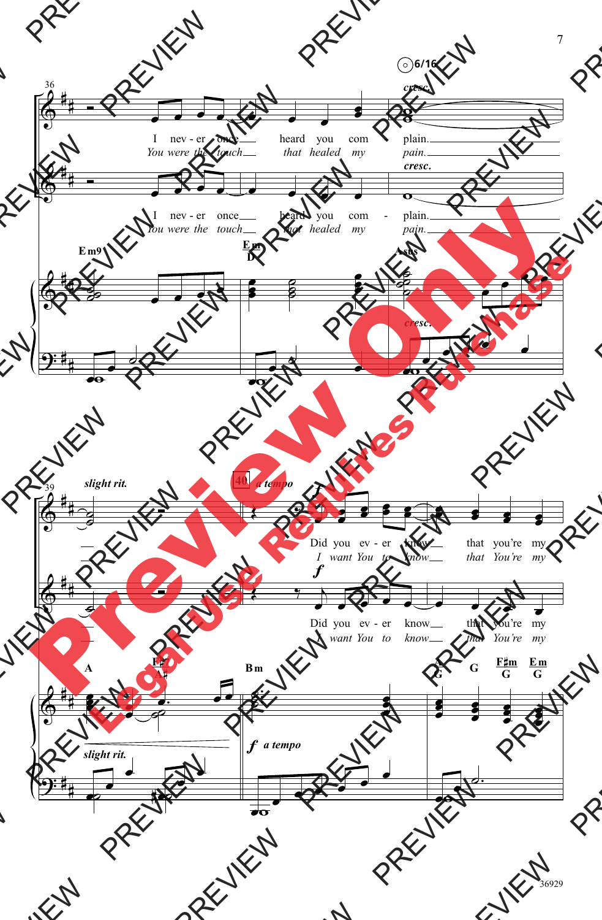36

I nev - er once heard you com - plain.
*You were the touch that healed my pain.*

*cresc.*

Em9 — Em/D — Asus

39 *slight rit.* — 40 *a tempo*

*f*

Did you ev - er know that you're my
*I want You to know that You're my*

A — E/A — Bm — A/G — G — F♯m/G — Em/G

*slight rit.* — *f a tempo*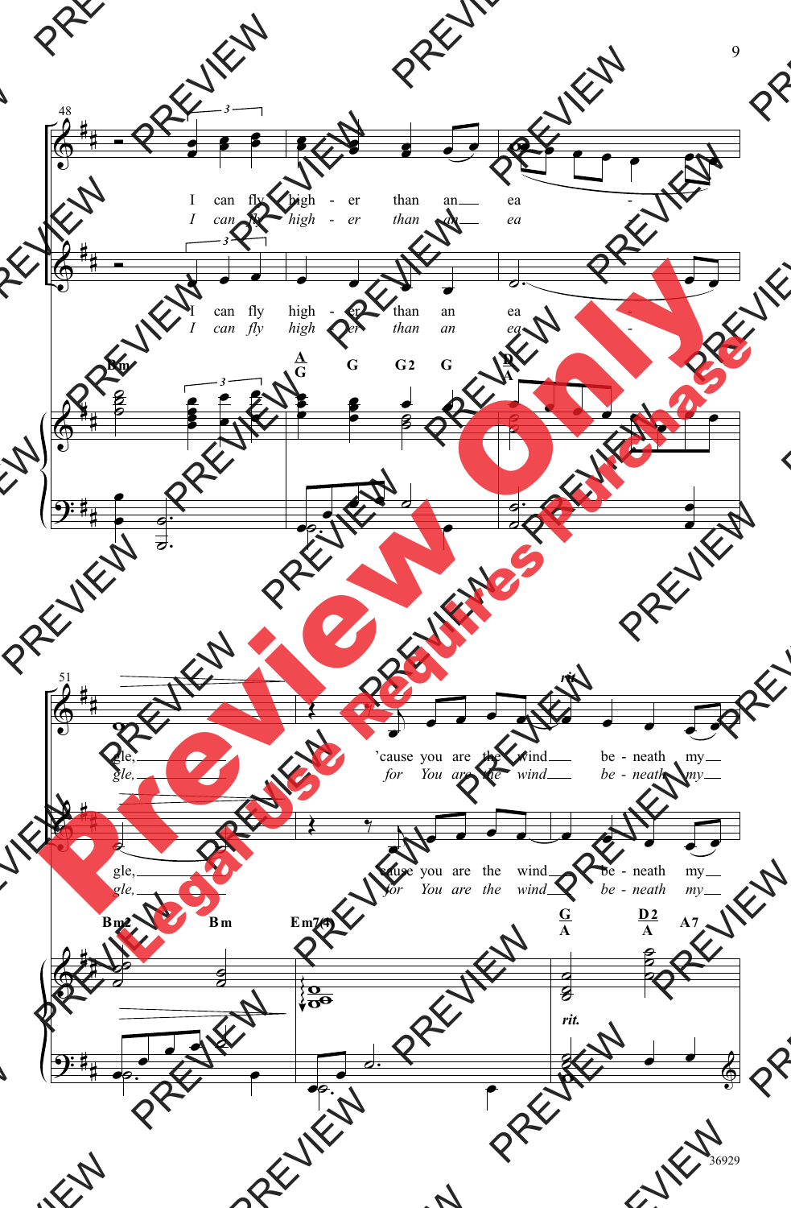48

I can fly high - er than an ea - gle,
*I can fly high - er than an ea - gle,*

Bm    A/G    G    G2    G    D/A

51

'cause you are the wind be - neath my
*for You are the wind be - neath my*

Bm2    Bm    Em7(4)    G/A    D2/A    A7

*rit.*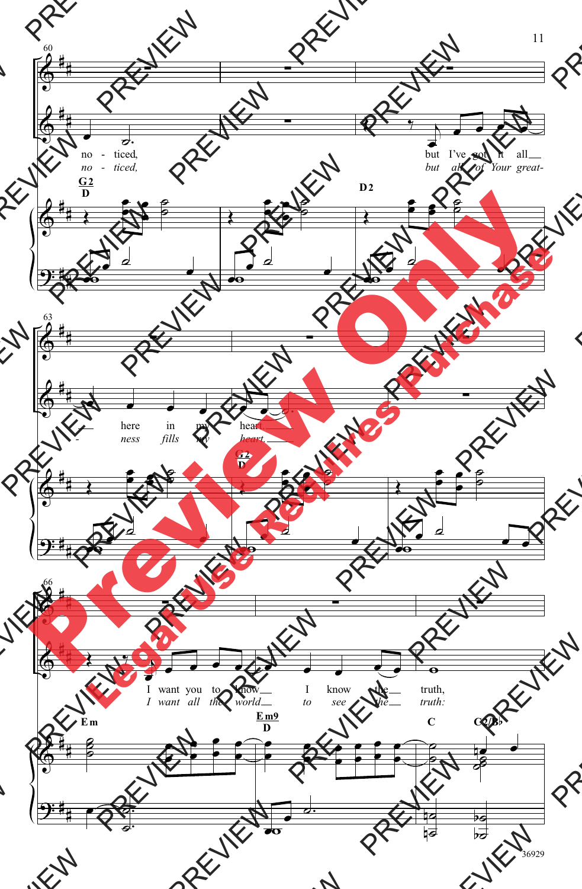no - ticed, but I've got it all here in my heart.

*no - ticed, but all of Your great - ness fills my heart.*

G2/D D2 G2/D

I want you to know I know the truth,

*I want all the world to see the truth:*

Em Em9/D C C2/B♭

36929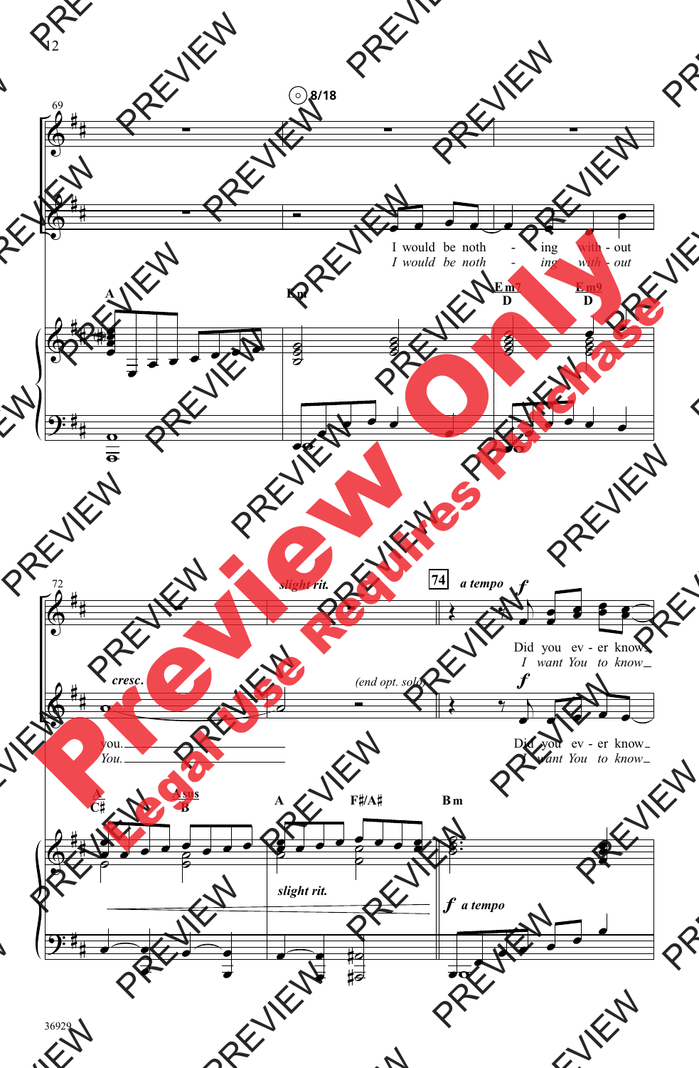8/18

I would be noth - ing with - out
*I would be noth - ing with - out*

A | Bm | Em7/D | Em9/D

*cresc.*

you.
*You.*

*slight rit.*

*(end opt. solo)*

74 *a tempo*

*f*

Did you ev - er know
*I want You to know*

Did you ev - er know
*I want You to know*

A/C♯ | Asus/B | A | F♯/A♯ | Bm

*slight rit.*

*f a tempo*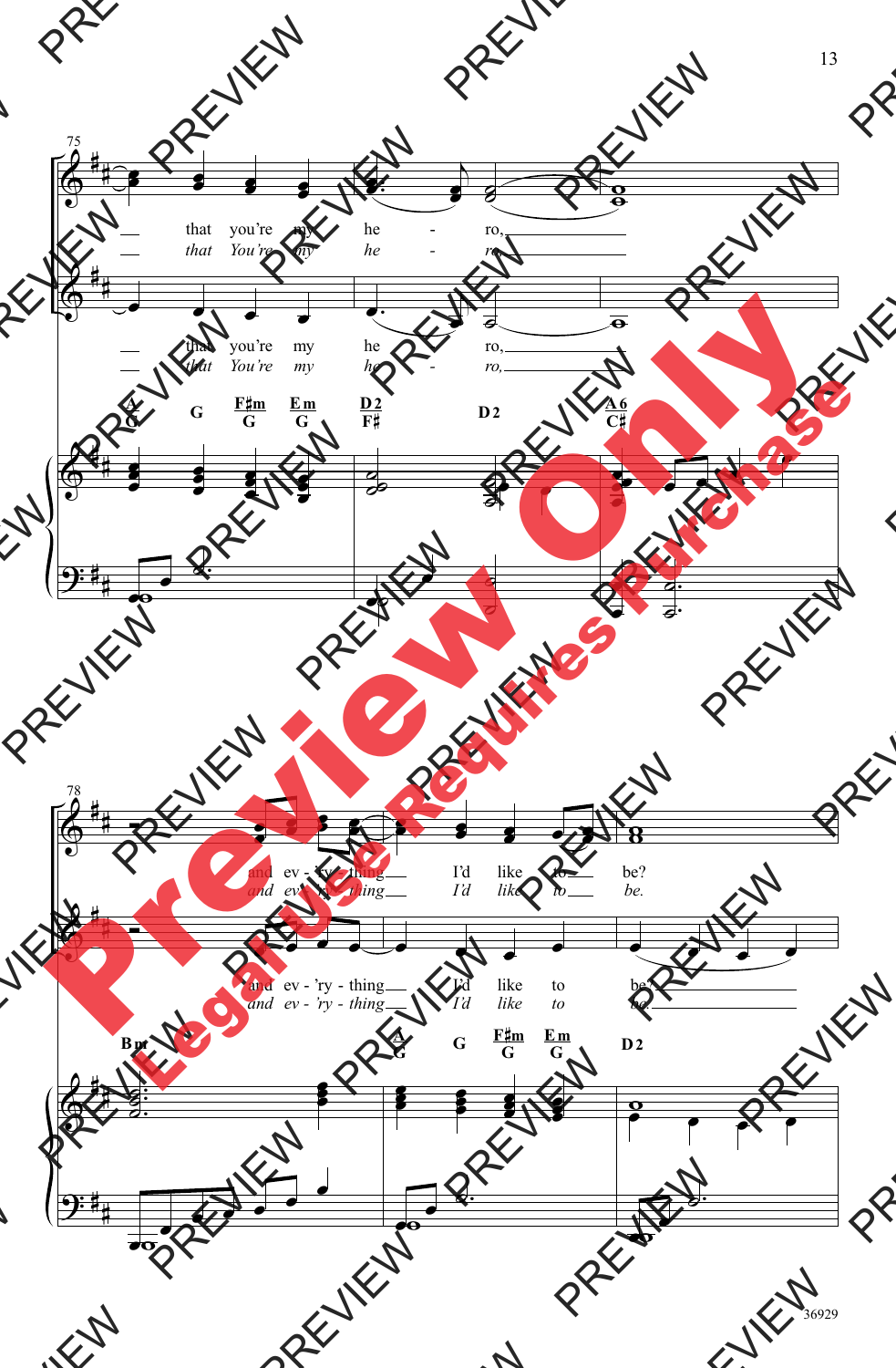75

that you're my he - ro,
*that You're my he - ro,*

that you're my he - ro,
*that You're my he - ro,*

A/G G F♯m/G Em/G D2/F♯ D2 A6/C♯

78

and ev - 'ry - thing I'd like to be?
*and ev - 'ry - thing I'd like to be.*

and ev - 'ry - thing I'd like to be?
*and ev - 'ry - thing I'd like to be.*

Bm A/G G F♯m/G Em/G D2

Preview Only

Legal Use Requires Purchase

36929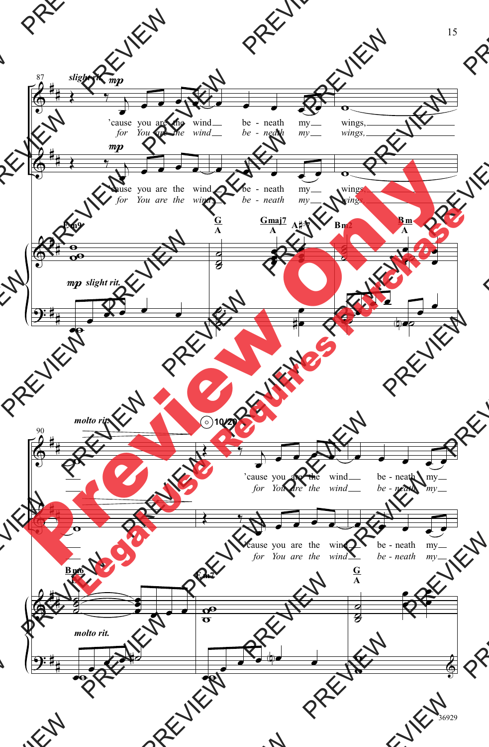87

*slight rit.* *mp*

'cause you are the wind be - neath my wings,
*for You are the wind be - neath my wings,*

*mp*

'cause you are the wind be - neath my wings,
*for You are the wind be - neath my wings,*

Em9 G/A Gmaj7/A A#°7 Bm2 Bm/A

*mp slight rit.*

90

*molto rit.*

10/20

'cause you are the wind be - neath my
*for You are the wind be - neath my*

'cause you are the wind be - neath my
*for You are the wind be - neath my*

Bm6/E Em7 G/A

*molto rit.*

36929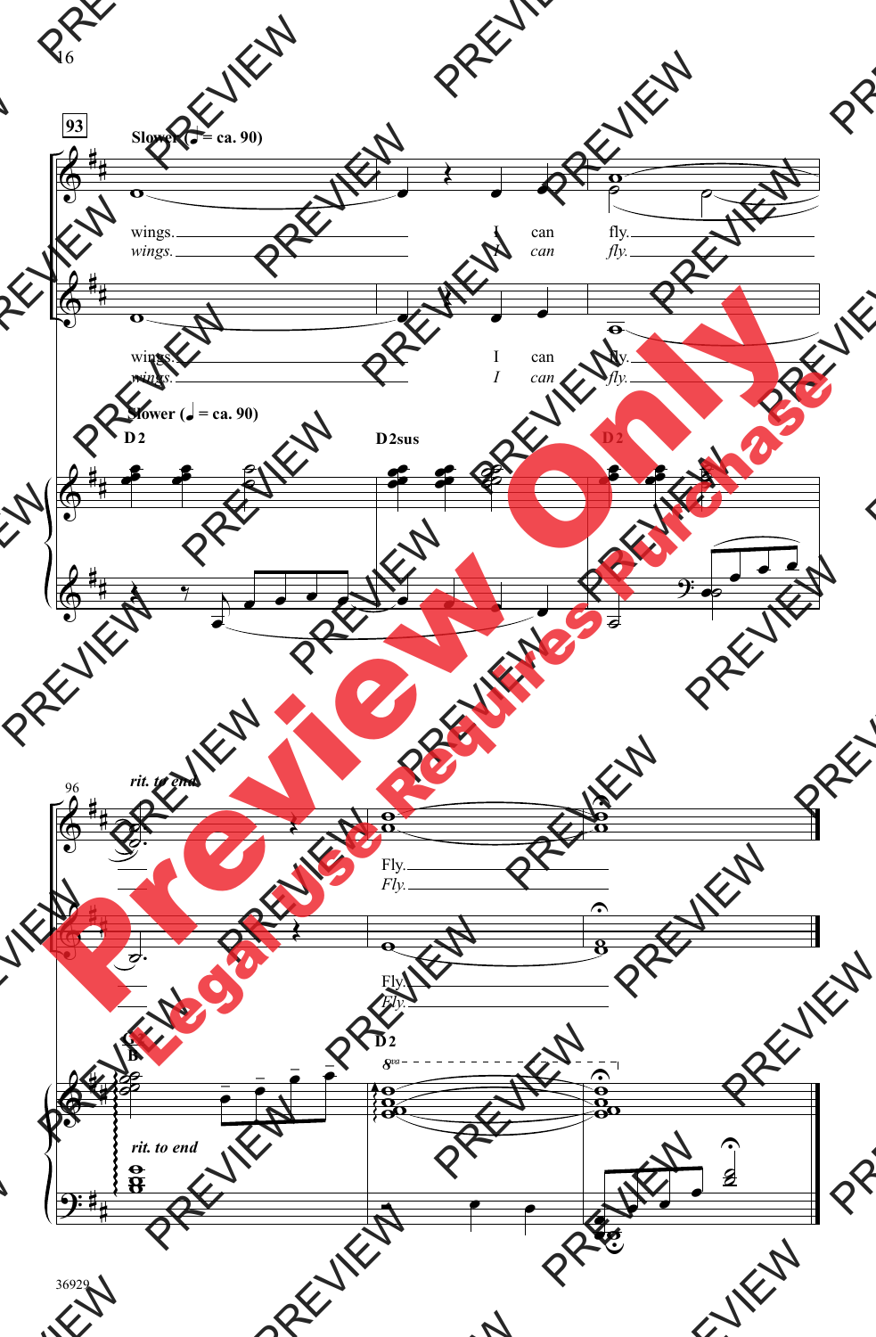93

Slower (♩ = ca. 90)

wings. I can fly.

*wings. I can fly.*

wings. I can fly.

*wings. I can fly.*

Slower (♩ = ca. 90)

D2 D2sus D2

96

rit. to end

Fly.

*Fly.*

Fly.

*Fly.*

G/B D2

rit. to end

8va

36929